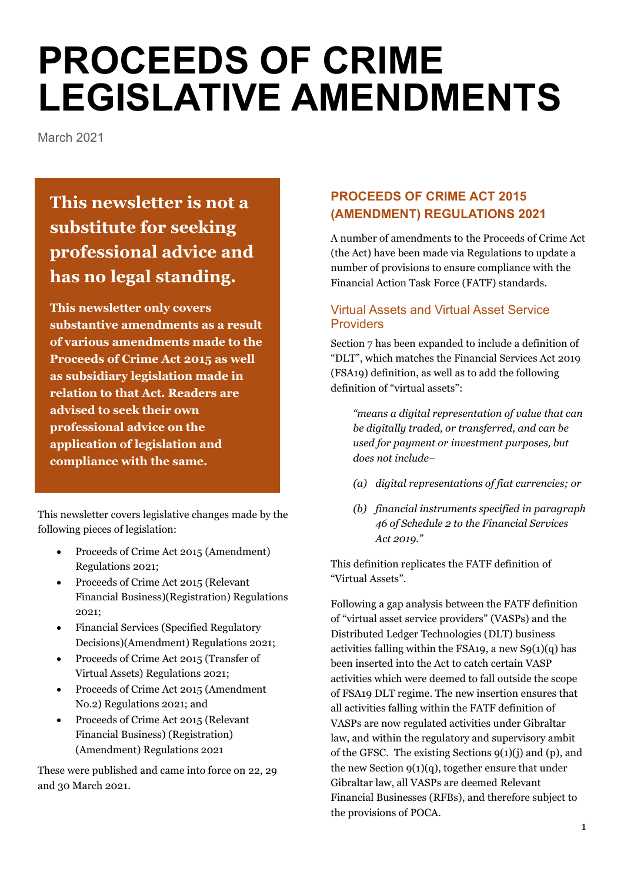# PROCEEDS OF CRIME LEGISLATIVE AMENDMENTS

March 2021

**This newsletter is not a substitute for seeking professional advice and has no legal standing.**

**This newsletter only covers substantive amendments as a result of various amendments made to the Proceeds of Crime Act 2015 as well as subsidiary legislation made in relation to that Act. Readers are advised to seek their own professional advice on the application of legislation and compliance with the same.**

This newsletter covers legislative changes made by the following pieces of legislation:

- Proceeds of Crime Act 2015 (Amendment) Regulations 2021;
- Proceeds of Crime Act 2015 (Relevant Financial Business)(Registration) Regulations 2021;
- Financial Services (Specified Regulatory Decisions)(Amendment) Regulations 2021;
- Proceeds of Crime Act 2015 (Transfer of Virtual Assets) Regulations 2021;
- Proceeds of Crime Act 2015 (Amendment No.2) Regulations 2021; and
- Proceeds of Crime Act 2015 (Relevant Financial Business) (Registration) (Amendment) Regulations 2021

These were published and came into force on 22, 29 and 30 March 2021.

## PROCEEDS OF CRIME ACT 2015 (AMENDMENT) REGULATIONS 2021

A number of amendments to the Proceeds of Crime Act (the Act) have been made via Regulations to update a number of provisions to ensure compliance with the Financial Action Task Force (FATF) standards.

### Virtual Assets and Virtual Asset Service Providers

Section 7 has been expanded to include a definition of "DLT", which matches the Financial Services Act 2019 (FSA19) definition, as well as to add the following definition of "virtual assets":

> *"means a digital representation of value that can be digitally traded, or transferred, and can be used for payment or investment purposes, but does not include–*
>
> *(a) digital representations of fiat currencies; or*
>
> *(b) financial instruments specified in paragraph 46 of Schedule 2 to the Financial Services Act 2019."*

This definition replicates the FATF definition of "Virtual Assets".

Following a gap analysis between the FATF definition of "virtual asset service providers" (VASPs) and the Distributed Ledger Technologies (DLT) business activities falling within the FSA19, a new S9(1)(q) has been inserted into the Act to catch certain VASP activities which were deemed to fall outside the scope of FSA19 DLT regime. The new insertion ensures that all activities falling within the FATF definition of VASPs are now regulated activities under Gibraltar law, and within the regulatory and supervisory ambit of the GFSC. The existing Sections 9(1)(j) and (p), and the new Section 9(1)(q), together ensure that under Gibraltar law, all VASPs are deemed Relevant Financial Businesses (RFBs), and therefore subject to the provisions of POCA.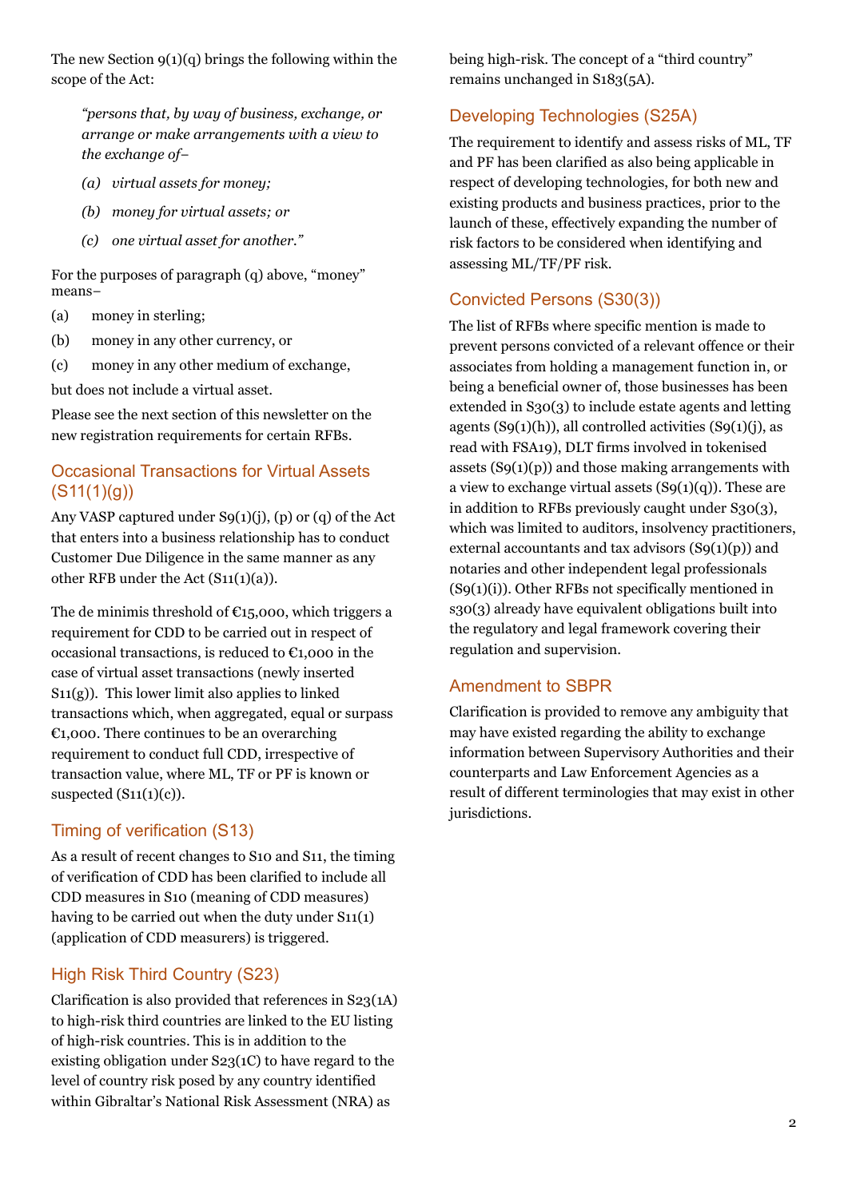The new Section 9(1)(q) brings the following within the scope of the Act:

> *"persons that, by way of business, exchange, or arrange or make arrangements with a view to the exchange of–*
>
> *(a) virtual assets for money;*
>
> *(b) money for virtual assets; or*
>
> *(c) one virtual asset for another."*

For the purposes of paragraph (q) above, "money" means–

(a) money in sterling;

(b) money in any other currency, or

(c) money in any other medium of exchange,

but does not include a virtual asset.

Please see the next section of this newsletter on the new registration requirements for certain RFBs.

## Occasional Transactions for Virtual Assets (S11(1)(g))

Any VASP captured under S9(1)(j), (p) or (q) of the Act that enters into a business relationship has to conduct Customer Due Diligence in the same manner as any other RFB under the Act (S11(1)(a)).

The de minimis threshold of €15,000, which triggers a requirement for CDD to be carried out in respect of occasional transactions, is reduced to €1,000 in the case of virtual asset transactions (newly inserted S11(g)). This lower limit also applies to linked transactions which, when aggregated, equal or surpass €1,000. There continues to be an overarching requirement to conduct full CDD, irrespective of transaction value, where ML, TF or PF is known or suspected (S11(1)(c)).

## Timing of verification (S13)

As a result of recent changes to S10 and S11, the timing of verification of CDD has been clarified to include all CDD measures in S10 (meaning of CDD measures) having to be carried out when the duty under S11(1) (application of CDD measurers) is triggered.

## High Risk Third Country (S23)

Clarification is also provided that references in S23(1A) to high-risk third countries are linked to the EU listing of high-risk countries. This is in addition to the existing obligation under S23(1C) to have regard to the level of country risk posed by any country identified within Gibraltar's National Risk Assessment (NRA) as being high-risk. The concept of a "third country" remains unchanged in S183(5A).

## Developing Technologies (S25A)

The requirement to identify and assess risks of ML, TF and PF has been clarified as also being applicable in respect of developing technologies, for both new and existing products and business practices, prior to the launch of these, effectively expanding the number of risk factors to be considered when identifying and assessing ML/TF/PF risk.

## Convicted Persons (S30(3))

The list of RFBs where specific mention is made to prevent persons convicted of a relevant offence or their associates from holding a management function in, or being a beneficial owner of, those businesses has been extended in S30(3) to include estate agents and letting agents (S9(1)(h)), all controlled activities (S9(1)(j), as read with FSA19), DLT firms involved in tokenised assets (S9(1)(p)) and those making arrangements with a view to exchange virtual assets (S9(1)(q)). These are in addition to RFBs previously caught under S30(3), which was limited to auditors, insolvency practitioners, external accountants and tax advisors (S9(1)(p)) and notaries and other independent legal professionals (S9(1)(i)). Other RFBs not specifically mentioned in s30(3) already have equivalent obligations built into the regulatory and legal framework covering their regulation and supervision.

## Amendment to SBPR

Clarification is provided to remove any ambiguity that may have existed regarding the ability to exchange information between Supervisory Authorities and their counterparts and Law Enforcement Agencies as a result of different terminologies that may exist in other jurisdictions.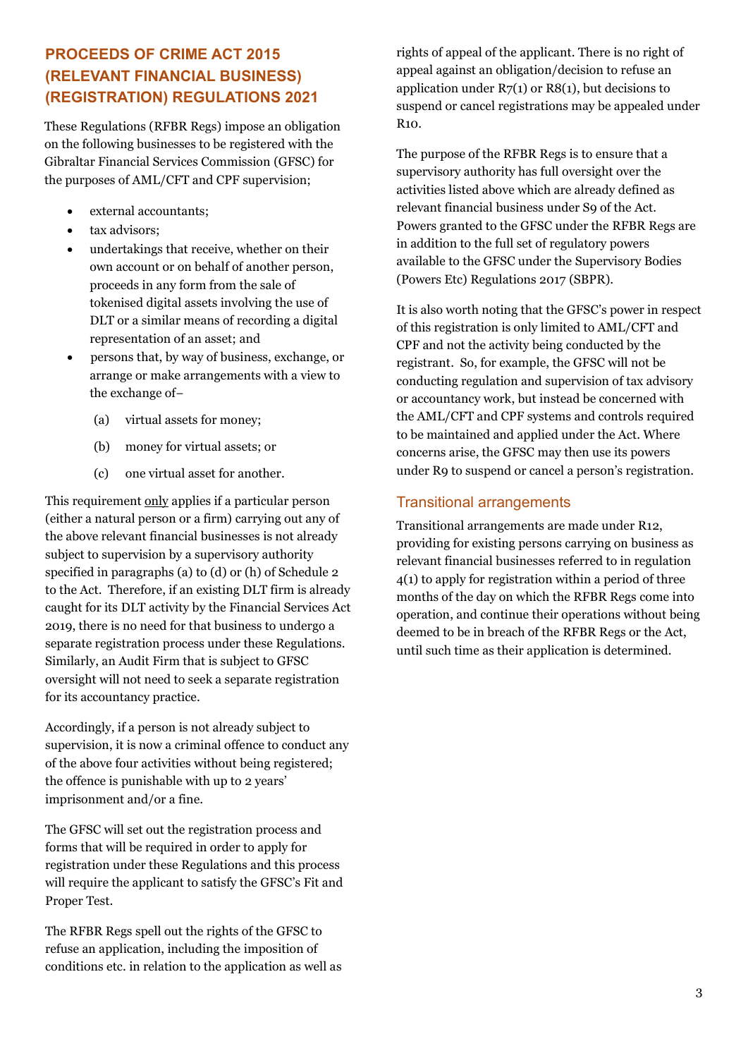## PROCEEDS OF CRIME ACT 2015 (RELEVANT FINANCIAL BUSINESS) (REGISTRATION) REGULATIONS 2021

These Regulations (RFBR Regs) impose an obligation on the following businesses to be registered with the Gibraltar Financial Services Commission (GFSC) for the purposes of AML/CFT and CPF supervision;

- external accountants;
- tax advisors;
- undertakings that receive, whether on their own account or on behalf of another person, proceeds in any form from the sale of tokenised digital assets involving the use of DLT or a similar means of recording a digital representation of an asset; and
- persons that, by way of business, exchange, or arrange or make arrangements with a view to the exchange of–

  (a) virtual assets for money;

  (b) money for virtual assets; or

  (c) one virtual asset for another.

This requirement only applies if a particular person (either a natural person or a firm) carrying out any of the above relevant financial businesses is not already subject to supervision by a supervisory authority specified in paragraphs (a) to (d) or (h) of Schedule 2 to the Act. Therefore, if an existing DLT firm is already caught for its DLT activity by the Financial Services Act 2019, there is no need for that business to undergo a separate registration process under these Regulations. Similarly, an Audit Firm that is subject to GFSC oversight will not need to seek a separate registration for its accountancy practice.

Accordingly, if a person is not already subject to supervision, it is now a criminal offence to conduct any of the above four activities without being registered; the offence is punishable with up to 2 years' imprisonment and/or a fine.

The GFSC will set out the registration process and forms that will be required in order to apply for registration under these Regulations and this process will require the applicant to satisfy the GFSC's Fit and Proper Test.

The RFBR Regs spell out the rights of the GFSC to refuse an application, including the imposition of conditions etc. in relation to the application as well as rights of appeal of the applicant. There is no right of appeal against an obligation/decision to refuse an application under R7(1) or R8(1), but decisions to suspend or cancel registrations may be appealed under R10.

The purpose of the RFBR Regs is to ensure that a supervisory authority has full oversight over the activities listed above which are already defined as relevant financial business under S9 of the Act. Powers granted to the GFSC under the RFBR Regs are in addition to the full set of regulatory powers available to the GFSC under the Supervisory Bodies (Powers Etc) Regulations 2017 (SBPR).

It is also worth noting that the GFSC's power in respect of this registration is only limited to AML/CFT and CPF and not the activity being conducted by the registrant. So, for example, the GFSC will not be conducting regulation and supervision of tax advisory or accountancy work, but instead be concerned with the AML/CFT and CPF systems and controls required to be maintained and applied under the Act. Where concerns arise, the GFSC may then use its powers under R9 to suspend or cancel a person's registration.

### Transitional arrangements

Transitional arrangements are made under R12, providing for existing persons carrying on business as relevant financial businesses referred to in regulation 4(1) to apply for registration within a period of three months of the day on which the RFBR Regs come into operation, and continue their operations without being deemed to be in breach of the RFBR Regs or the Act, until such time as their application is determined.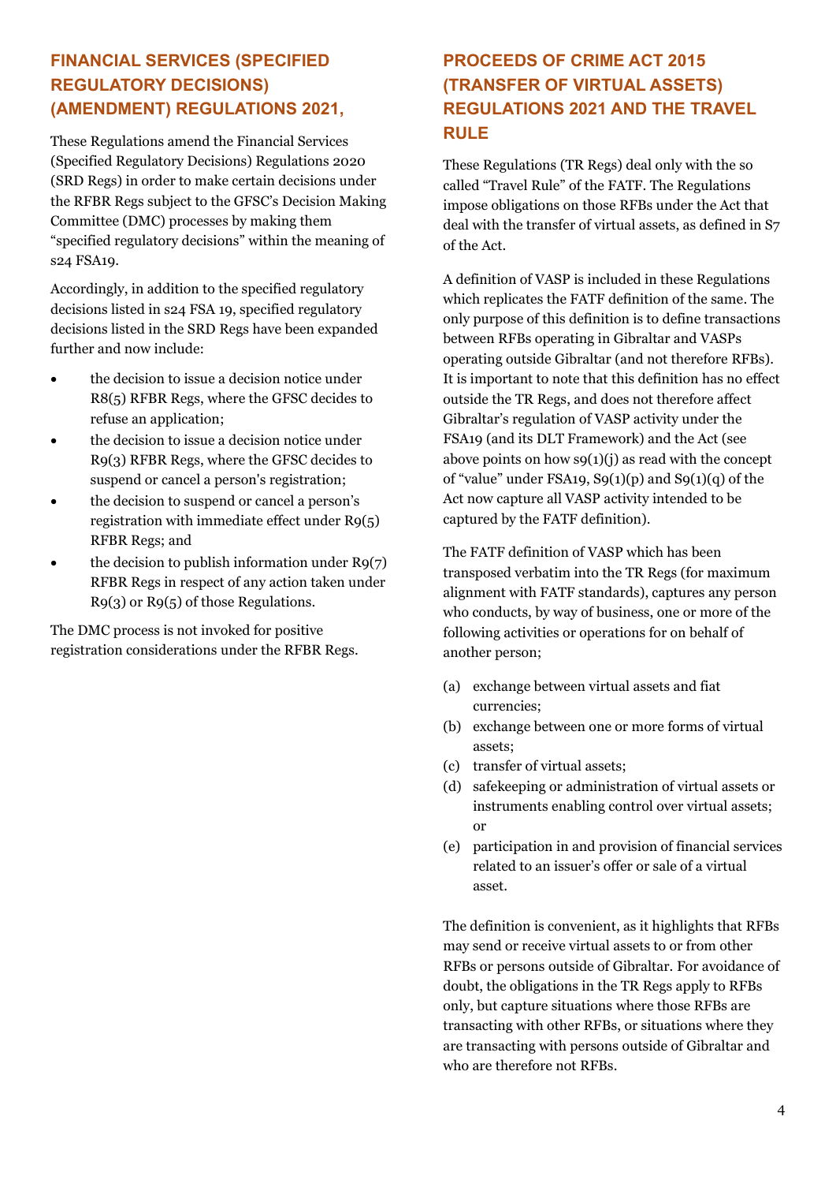## FINANCIAL SERVICES (SPECIFIED REGULATORY DECISIONS) (AMENDMENT) REGULATIONS 2021,

These Regulations amend the Financial Services (Specified Regulatory Decisions) Regulations 2020 (SRD Regs) in order to make certain decisions under the RFBR Regs subject to the GFSC's Decision Making Committee (DMC) processes by making them "specified regulatory decisions" within the meaning of s24 FSA19.

Accordingly, in addition to the specified regulatory decisions listed in s24 FSA 19, specified regulatory decisions listed in the SRD Regs have been expanded further and now include:

- the decision to issue a decision notice under R8(5) RFBR Regs, where the GFSC decides to refuse an application;
- the decision to issue a decision notice under R9(3) RFBR Regs, where the GFSC decides to suspend or cancel a person's registration;
- the decision to suspend or cancel a person's registration with immediate effect under R9(5) RFBR Regs; and
- the decision to publish information under R9(7) RFBR Regs in respect of any action taken under R9(3) or R9(5) of those Regulations.

The DMC process is not invoked for positive registration considerations under the RFBR Regs.

## PROCEEDS OF CRIME ACT 2015 (TRANSFER OF VIRTUAL ASSETS) REGULATIONS 2021 AND THE TRAVEL RULE

These Regulations (TR Regs) deal only with the so called "Travel Rule" of the FATF. The Regulations impose obligations on those RFBs under the Act that deal with the transfer of virtual assets, as defined in S7 of the Act.

A definition of VASP is included in these Regulations which replicates the FATF definition of the same. The only purpose of this definition is to define transactions between RFBs operating in Gibraltar and VASPs operating outside Gibraltar (and not therefore RFBs). It is important to note that this definition has no effect outside the TR Regs, and does not therefore affect Gibraltar's regulation of VASP activity under the FSA19 (and its DLT Framework) and the Act (see above points on how s9(1)(j) as read with the concept of "value" under FSA19, S9(1)(p) and S9(1)(q) of the Act now capture all VASP activity intended to be captured by the FATF definition).

The FATF definition of VASP which has been transposed verbatim into the TR Regs (for maximum alignment with FATF standards), captures any person who conducts, by way of business, one or more of the following activities or operations for on behalf of another person;

(a) exchange between virtual assets and fiat currencies;
(b) exchange between one or more forms of virtual assets;
(c) transfer of virtual assets;
(d) safekeeping or administration of virtual assets or instruments enabling control over virtual assets; or
(e) participation in and provision of financial services related to an issuer's offer or sale of a virtual asset.

The definition is convenient, as it highlights that RFBs may send or receive virtual assets to or from other RFBs or persons outside of Gibraltar. For avoidance of doubt, the obligations in the TR Regs apply to RFBs only, but capture situations where those RFBs are transacting with other RFBs, or situations where they are transacting with persons outside of Gibraltar and who are therefore not RFBs.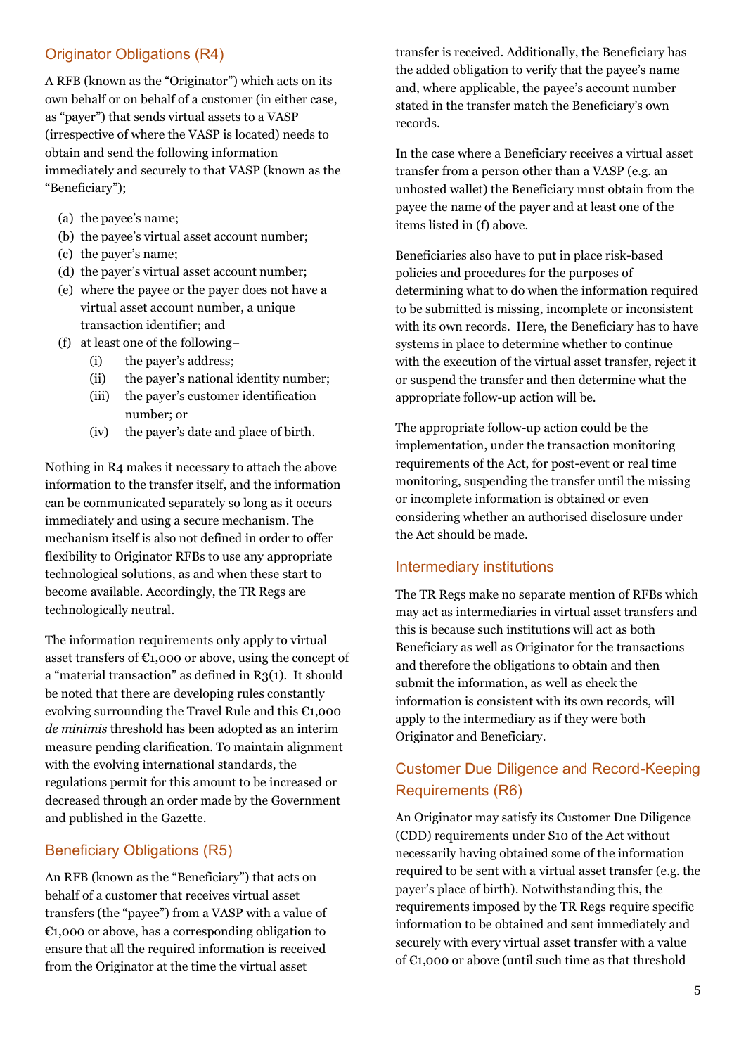## Originator Obligations (R4)

A RFB (known as the "Originator") which acts on its own behalf or on behalf of a customer (in either case, as "payer") that sends virtual assets to a VASP (irrespective of where the VASP is located) needs to obtain and send the following information immediately and securely to that VASP (known as the "Beneficiary");

(a) the payee's name;
(b) the payee's virtual asset account number;
(c) the payer's name;
(d) the payer's virtual asset account number;
(e) where the payee or the payer does not have a virtual asset account number, a unique transaction identifier; and
(f) at least one of the following–
  (i) the payer's address;
  (ii) the payer's national identity number;
  (iii) the payer's customer identification number; or
  (iv) the payer's date and place of birth.

Nothing in R4 makes it necessary to attach the above information to the transfer itself, and the information can be communicated separately so long as it occurs immediately and using a secure mechanism. The mechanism itself is also not defined in order to offer flexibility to Originator RFBs to use any appropriate technological solutions, as and when these start to become available. Accordingly, the TR Regs are technologically neutral.

The information requirements only apply to virtual asset transfers of €1,000 or above, using the concept of a "material transaction" as defined in R3(1). It should be noted that there are developing rules constantly evolving surrounding the Travel Rule and this €1,000 *de minimis* threshold has been adopted as an interim measure pending clarification. To maintain alignment with the evolving international standards, the regulations permit for this amount to be increased or decreased through an order made by the Government and published in the Gazette.

## Beneficiary Obligations (R5)

An RFB (known as the "Beneficiary") that acts on behalf of a customer that receives virtual asset transfers (the "payee") from a VASP with a value of €1,000 or above, has a corresponding obligation to ensure that all the required information is received from the Originator at the time the virtual asset transfer is received. Additionally, the Beneficiary has the added obligation to verify that the payee's name and, where applicable, the payee's account number stated in the transfer match the Beneficiary's own records.

In the case where a Beneficiary receives a virtual asset transfer from a person other than a VASP (e.g. an unhosted wallet) the Beneficiary must obtain from the payee the name of the payer and at least one of the items listed in (f) above.

Beneficiaries also have to put in place risk-based policies and procedures for the purposes of determining what to do when the information required to be submitted is missing, incomplete or inconsistent with its own records. Here, the Beneficiary has to have systems in place to determine whether to continue with the execution of the virtual asset transfer, reject it or suspend the transfer and then determine what the appropriate follow-up action will be.

The appropriate follow-up action could be the implementation, under the transaction monitoring requirements of the Act, for post-event or real time monitoring, suspending the transfer until the missing or incomplete information is obtained or even considering whether an authorised disclosure under the Act should be made.

## Intermediary institutions

The TR Regs make no separate mention of RFBs which may act as intermediaries in virtual asset transfers and this is because such institutions will act as both Beneficiary as well as Originator for the transactions and therefore the obligations to obtain and then submit the information, as well as check the information is consistent with its own records, will apply to the intermediary as if they were both Originator and Beneficiary.

## Customer Due Diligence and Record-Keeping Requirements (R6)

An Originator may satisfy its Customer Due Diligence (CDD) requirements under S10 of the Act without necessarily having obtained some of the information required to be sent with a virtual asset transfer (e.g. the payer's place of birth). Notwithstanding this, the requirements imposed by the TR Regs require specific information to be obtained and sent immediately and securely with every virtual asset transfer with a value of €1,000 or above (until such time as that threshold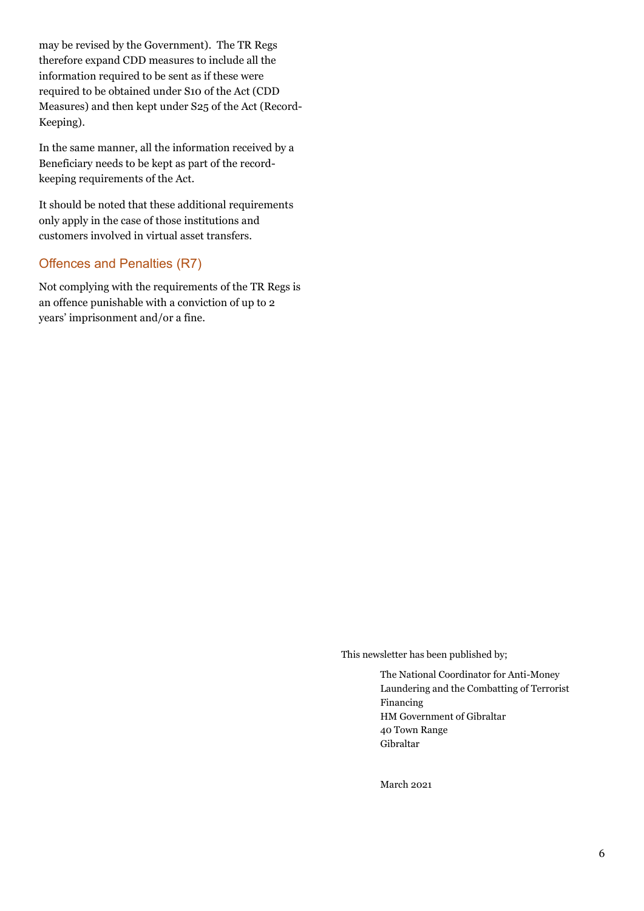may be revised by the Government). The TR Regs therefore expand CDD measures to include all the information required to be sent as if these were required to be obtained under S10 of the Act (CDD Measures) and then kept under S25 of the Act (Record-Keeping).

In the same manner, all the information received by a Beneficiary needs to be kept as part of the record-keeping requirements of the Act.

It should be noted that these additional requirements only apply in the case of those institutions and customers involved in virtual asset transfers.

## Offences and Penalties (R7)

Not complying with the requirements of the TR Regs is an offence punishable with a conviction of up to 2 years' imprisonment and/or a fine.

This newsletter has been published by;

The National Coordinator for Anti-Money Laundering and the Combatting of Terrorist Financing
HM Government of Gibraltar
40 Town Range
Gibraltar

March 2021